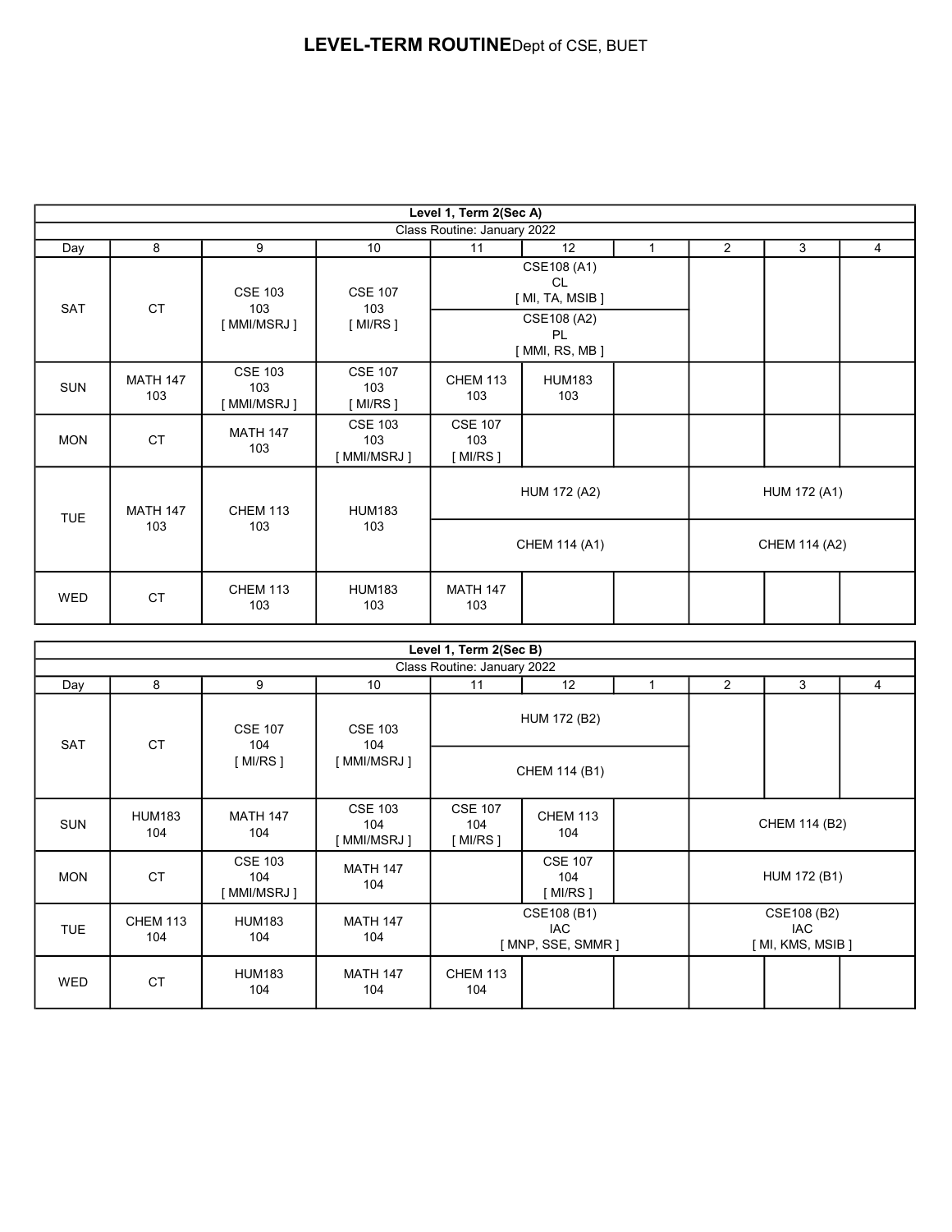# LEVEL-TERM ROUTINE Dept of CSE, BUET

**Level 1, Term 2(Sec A)**

Class Routine: January 2022

| Day | 8 | 9 | 10 | 11 | 12 | 1 | 2 | 3 | 4 |
|---|---|---|---|---|---|---|---|---|---|
| SAT | CT | CSE 103 103 [ MMI/MSRJ ] | CSE 107 103 [ MI/RS ] | CSE108 (A1) CL [ MI, TA, MSIB ] / CSE108 (A2) PL [ MMI, RS, MB ] | | | | | |
| SUN | MATH 147 103 | CSE 103 103 [ MMI/MSRJ ] | CSE 107 103 [ MI/RS ] | CHEM 113 103 | HUM183 103 | | | | |
| MON | CT | MATH 147 103 | CSE 103 103 [ MMI/MSRJ ] | CSE 107 103 [ MI/RS ] | | | | | |
| TUE | MATH 147 103 | CHEM 113 103 | HUM183 103 | HUM 172 (A2) / CHEM 114 (A1) | | | HUM 172 (A1) / CHEM 114 (A2) | | |
| WED | CT | CHEM 113 103 | HUM183 103 | MATH 147 103 | | | | | |

**Level 1, Term 2(Sec B)**

Class Routine: January 2022

| Day | 8 | 9 | 10 | 11 | 12 | 1 | 2 | 3 | 4 |
|---|---|---|---|---|---|---|---|---|---|
| SAT | CT | CSE 107 104 [ MI/RS ] | CSE 103 104 [ MMI/MSRJ ] | HUM 172 (B2) / CHEM 114 (B1) | | | | | |
| SUN | HUM183 104 | MATH 147 104 | CSE 103 104 [ MMI/MSRJ ] | CSE 107 104 [ MI/RS ] | CHEM 113 104 | | CHEM 114 (B2) | | |
| MON | CT | CSE 103 104 [ MMI/MSRJ ] | MATH 147 104 | | CSE 107 104 [ MI/RS ] | | HUM 172 (B1) | | |
| TUE | CHEM 113 104 | HUM183 104 | MATH 147 104 | CSE108 (B1) IAC [ MNP, SSE, SMMR ] | | | CSE108 (B2) IAC [ MI, KMS, MSIB ] | | |
| WED | CT | HUM183 104 | MATH 147 104 | CHEM 113 104 | | | | | |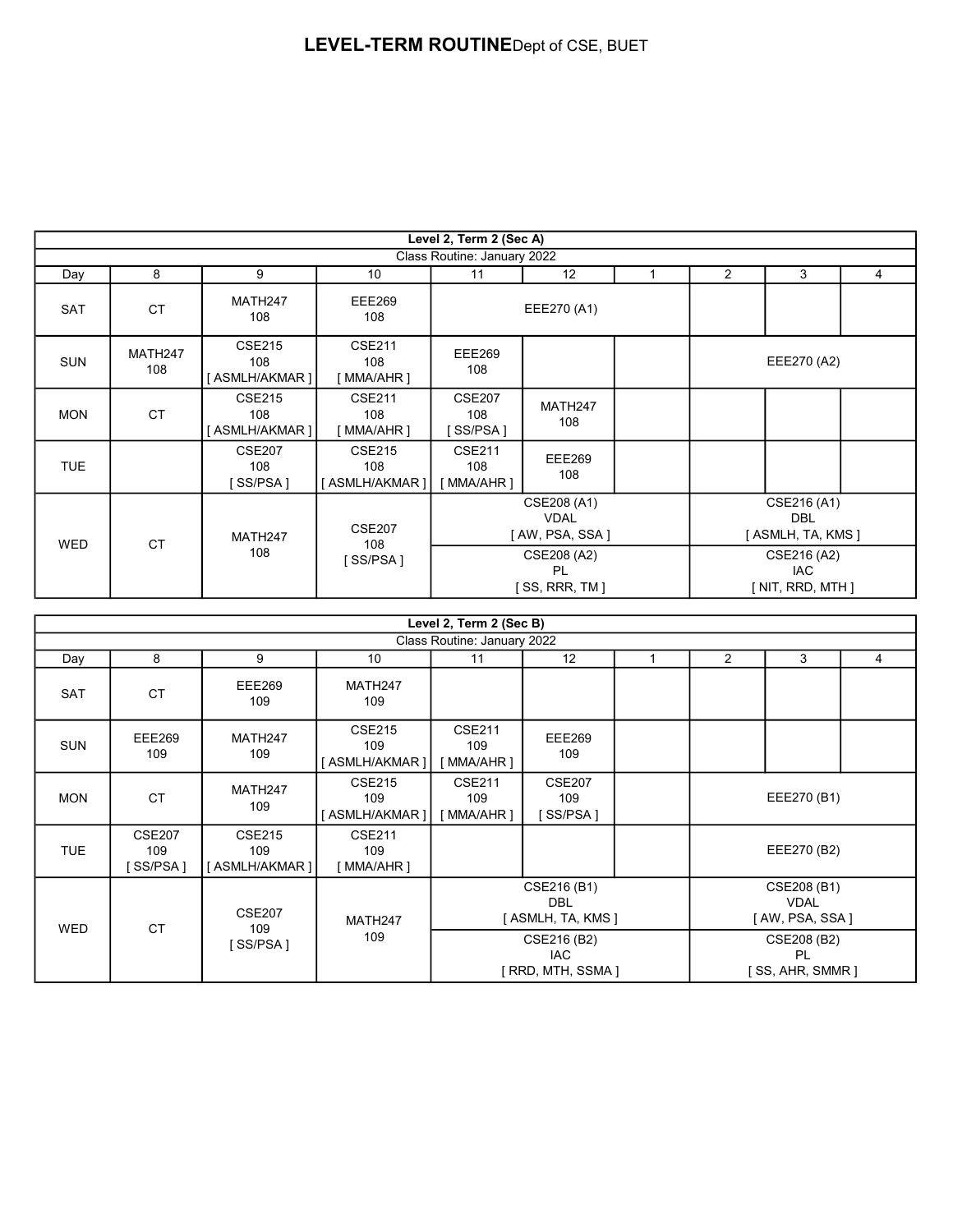# LEVEL-TERM ROUTINE Dept of CSE, BUET

| Level 2, Term 2 (Sec A) | | | | | | | | | |
|---|---|---|---|---|---|---|---|---|---|
| Class Routine: January 2022 | | | | | | | | | |
| Day | 8 | 9 | 10 | 11 | 12 | 1 | 2 | 3 | 4 |
| SAT | CT | MATH247 108 | EEE269 108 | EEE270 (A1) | | | | | |
| SUN | MATH247 108 | CSE215 108 [ ASMLH/AKMAR ] | CSE211 108 [ MMA/AHR ] | EEE269 108 | | | EEE270 (A2) | | |
| MON | CT | CSE215 108 [ ASMLH/AKMAR ] | CSE211 108 [ MMA/AHR ] | CSE207 108 [ SS/PSA ] | MATH247 108 | | | | |
| TUE | | CSE207 108 [ SS/PSA ] | CSE215 108 [ ASMLH/AKMAR ] | CSE211 108 [ MMA/AHR ] | EEE269 108 | | | | |
| WED | CT | MATH247 108 | CSE207 108 [ SS/PSA ] | CSE208 (A1) VDAL [ AW, PSA, SSA ] / CSE208 (A2) PL [ SS, RRR, TM ] | | | CSE216 (A1) DBL [ ASMLH, TA, KMS ] / CSE216 (A2) IAC [ NIT, RRD, MTH ] | | |

| Level 2, Term 2 (Sec B) | | | | | | | | | |
|---|---|---|---|---|---|---|---|---|---|
| Class Routine: January 2022 | | | | | | | | | |
| Day | 8 | 9 | 10 | 11 | 12 | 1 | 2 | 3 | 4 |
| SAT | CT | EEE269 109 | MATH247 109 | | | | | | |
| SUN | EEE269 109 | MATH247 109 | CSE215 109 [ ASMLH/AKMAR ] | CSE211 109 [ MMA/AHR ] | EEE269 109 | | | | |
| MON | CT | MATH247 109 | CSE215 109 [ ASMLH/AKMAR ] | CSE211 109 [ MMA/AHR ] | CSE207 109 [ SS/PSA ] | | EEE270 (B1) | | |
| TUE | CSE207 109 [ SS/PSA ] | CSE215 109 [ ASMLH/AKMAR ] | CSE211 109 [ MMA/AHR ] | | | | EEE270 (B2) | | |
| WED | CT | CSE207 109 [ SS/PSA ] | MATH247 109 | CSE216 (B1) DBL [ ASMLH, TA, KMS ] / CSE216 (B2) IAC [ RRD, MTH, SSMA ] | | | CSE208 (B1) VDAL [ AW, PSA, SSA ] / CSE208 (B2) PL [ SS, AHR, SMMR ] | | |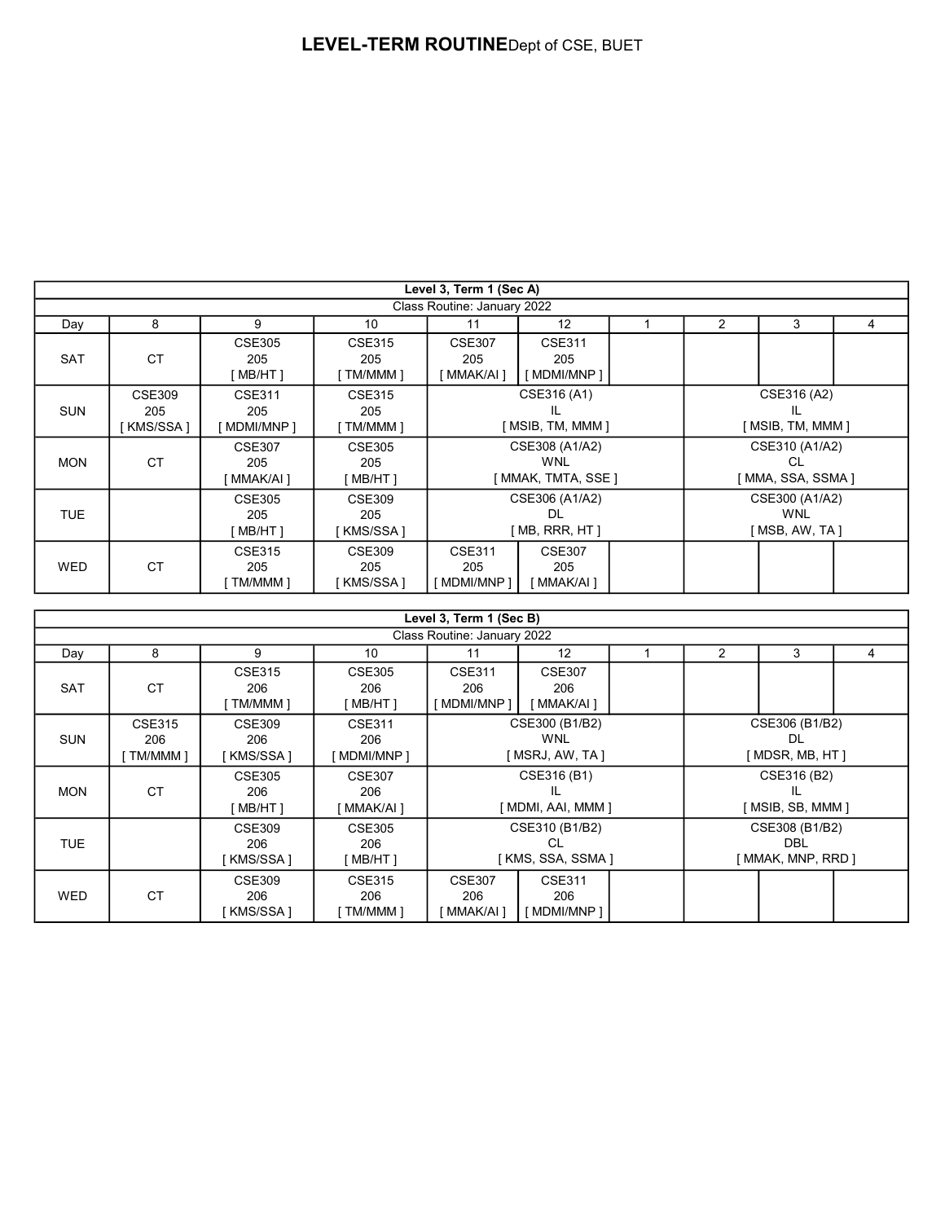# LEVEL-TERM ROUTINE Dept of CSE, BUET

| Level 3, Term 1 (Sec A) | | | | | | | | | |
|---|---|---|---|---|---|---|---|---|---|
| Class Routine: January 2022 | | | | | | | | | |
| Day | 8 | 9 | 10 | 11 | 12 | 1 | 2 | 3 | 4 |
| SAT | CT | CSE305 205 [ MB/HT ] | CSE315 205 [ TM/MMM ] | CSE307 205 [ MMAK/AI ] | CSE311 205 [ MDMI/MNP ] | | | | |
| SUN | CSE309 205 [ KMS/SSA ] | CSE311 205 [ MDMI/MNP ] | CSE315 205 [ TM/MMM ] | CSE316 (A1) IL [ MSIB, TM, MMM ] | | | CSE316 (A2) IL [ MSIB, TM, MMM ] | | |
| MON | CT | CSE307 205 [ MMAK/AI ] | CSE305 205 [ MB/HT ] | CSE308 (A1/A2) WNL [ MMAK, TMTA, SSE ] | | | CSE310 (A1/A2) CL [ MMA, SSA, SSMA ] | | |
| TUE | | CSE305 205 [ MB/HT ] | CSE309 205 [ KMS/SSA ] | CSE306 (A1/A2) DL [ MB, RRR, HT ] | | | CSE300 (A1/A2) WNL [ MSB, AW, TA ] | | |
| WED | CT | CSE315 205 [ TM/MMM ] | CSE309 205 [ KMS/SSA ] | CSE311 205 [ MDMI/MNP ] | CSE307 205 [ MMAK/AI ] | | | | |

| Level 3, Term 1 (Sec B) | | | | | | | | | |
|---|---|---|---|---|---|---|---|---|---|
| Class Routine: January 2022 | | | | | | | | | |
| Day | 8 | 9 | 10 | 11 | 12 | 1 | 2 | 3 | 4 |
| SAT | CT | CSE315 206 [ TM/MMM ] | CSE305 206 [ MB/HT ] | CSE311 206 [ MDMI/MNP ] | CSE307 206 [ MMAK/AI ] | | | | |
| SUN | CSE315 206 [ TM/MMM ] | CSE309 206 [ KMS/SSA ] | CSE311 206 [ MDMI/MNP ] | CSE300 (B1/B2) WNL [ MSRJ, AW, TA ] | | | CSE306 (B1/B2) DL [ MDSR, MB, HT ] | | |
| MON | CT | CSE305 206 [ MB/HT ] | CSE307 206 [ MMAK/AI ] | CSE316 (B1) IL [ MDMI, AAI, MMM ] | | | CSE316 (B2) IL [ MSIB, SB, MMM ] | | |
| TUE | | CSE309 206 [ KMS/SSA ] | CSE305 206 [ MB/HT ] | CSE310 (B1/B2) CL [ KMS, SSA, SSMA ] | | | CSE308 (B1/B2) DBL [ MMAK, MNP, RRD ] | | |
| WED | CT | CSE309 206 [ KMS/SSA ] | CSE315 206 [ TM/MMM ] | CSE307 206 [ MMAK/AI ] | CSE311 206 [ MDMI/MNP ] | | | | |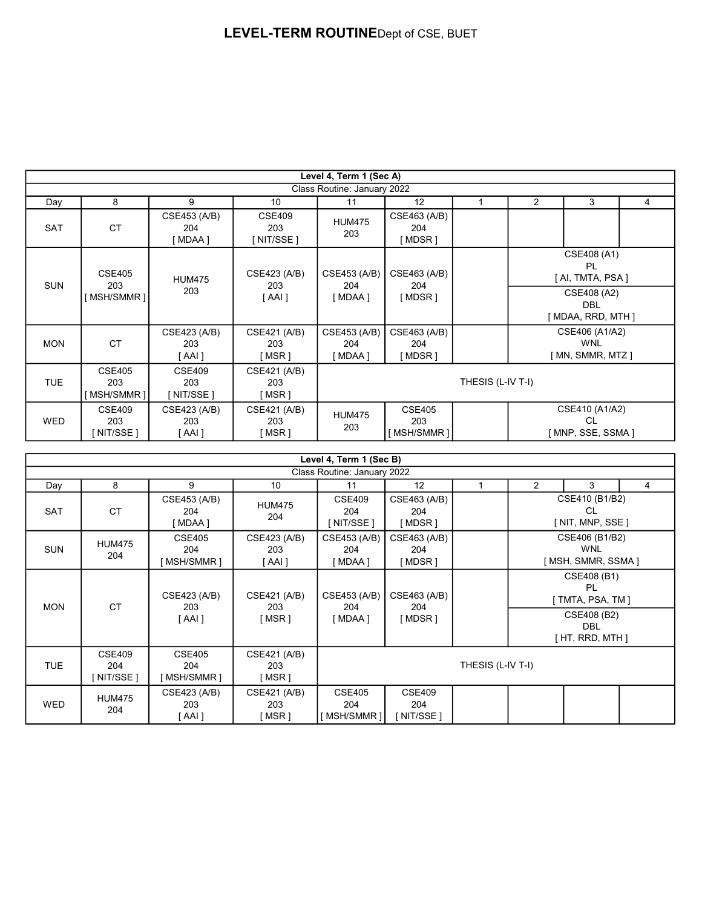# LEVEL-TERM ROUTINE Dept of CSE, BUET

| Level 4, Term 1 (Sec A) | | | | | | | | | |
|---|---|---|---|---|---|---|---|---|---|
| Class Routine: January 2022 | | | | | | | | | |
| Day | 8 | 9 | 10 | 11 | 12 | 1 | 2 | 3 | 4 |
| SAT | CT | CSE453 (A/B) 204 [ MDAA ] | CSE409 203 [ NIT/SSE ] | HUM475 203 | CSE463 (A/B) 204 [ MDSR ] | | | | |
| SUN | CSE405 203 [ MSH/SMMR ] | HUM475 203 | CSE423 (A/B) 203 [ AAI ] | CSE453 (A/B) 204 [ MDAA ] | CSE463 (A/B) 204 [ MDSR ] | | CSE408 (A1) PL [ AI, TMTA, PSA ] / CSE408 (A2) DBL [ MDAA, RRD, MTH ] | | |
| MON | CT | CSE423 (A/B) 203 [ AAI ] | CSE421 (A/B) 203 [ MSR ] | CSE453 (A/B) 204 [ MDAA ] | CSE463 (A/B) 204 [ MDSR ] | | CSE406 (A1/A2) WNL [ MN, SMMR, MTZ ] | | |
| TUE | CSE405 203 [ MSH/SMMR ] | CSE409 203 [ NIT/SSE ] | CSE421 (A/B) 203 [ MSR ] | THESIS (L-IV T-I) | | | | | |
| WED | CSE409 203 [ NIT/SSE ] | CSE423 (A/B) 203 [ AAI ] | CSE421 (A/B) 203 [ MSR ] | HUM475 203 | CSE405 203 [ MSH/SMMR ] | | CSE410 (A1/A2) CL [ MNP, SSE, SSMA ] | | |

| Level 4, Term 1 (Sec B) | | | | | | | | | |
|---|---|---|---|---|---|---|---|---|---|
| Class Routine: January 2022 | | | | | | | | | |
| Day | 8 | 9 | 10 | 11 | 12 | 1 | 2 | 3 | 4 |
| SAT | CT | CSE453 (A/B) 204 [ MDAA ] | HUM475 204 | CSE409 204 [ NIT/SSE ] | CSE463 (A/B) 204 [ MDSR ] | | CSE410 (B1/B2) CL [ NIT, MNP, SSE ] | | |
| SUN | HUM475 204 | CSE405 204 [ MSH/SMMR ] | CSE423 (A/B) 203 [ AAI ] | CSE453 (A/B) 204 [ MDAA ] | CSE463 (A/B) 204 [ MDSR ] | | CSE406 (B1/B2) WNL [ MSH, SMMR, SSMA ] | | |
| MON | CT | CSE423 (A/B) 203 [ AAI ] | CSE421 (A/B) 203 [ MSR ] | CSE453 (A/B) 204 [ MDAA ] | CSE463 (A/B) 204 [ MDSR ] | | CSE408 (B1) PL [ TMTA, PSA, TM ] / CSE408 (B2) DBL [ HT, RRD, MTH ] | | |
| TUE | CSE409 204 [ NIT/SSE ] | CSE405 204 [ MSH/SMMR ] | CSE421 (A/B) 203 [ MSR ] | THESIS (L-IV T-I) | | | | | |
| WED | HUM475 204 | CSE423 (A/B) 203 [ AAI ] | CSE421 (A/B) 203 [ MSR ] | CSE405 204 [ MSH/SMMR ] | CSE409 204 [ NIT/SSE ] | | | | |